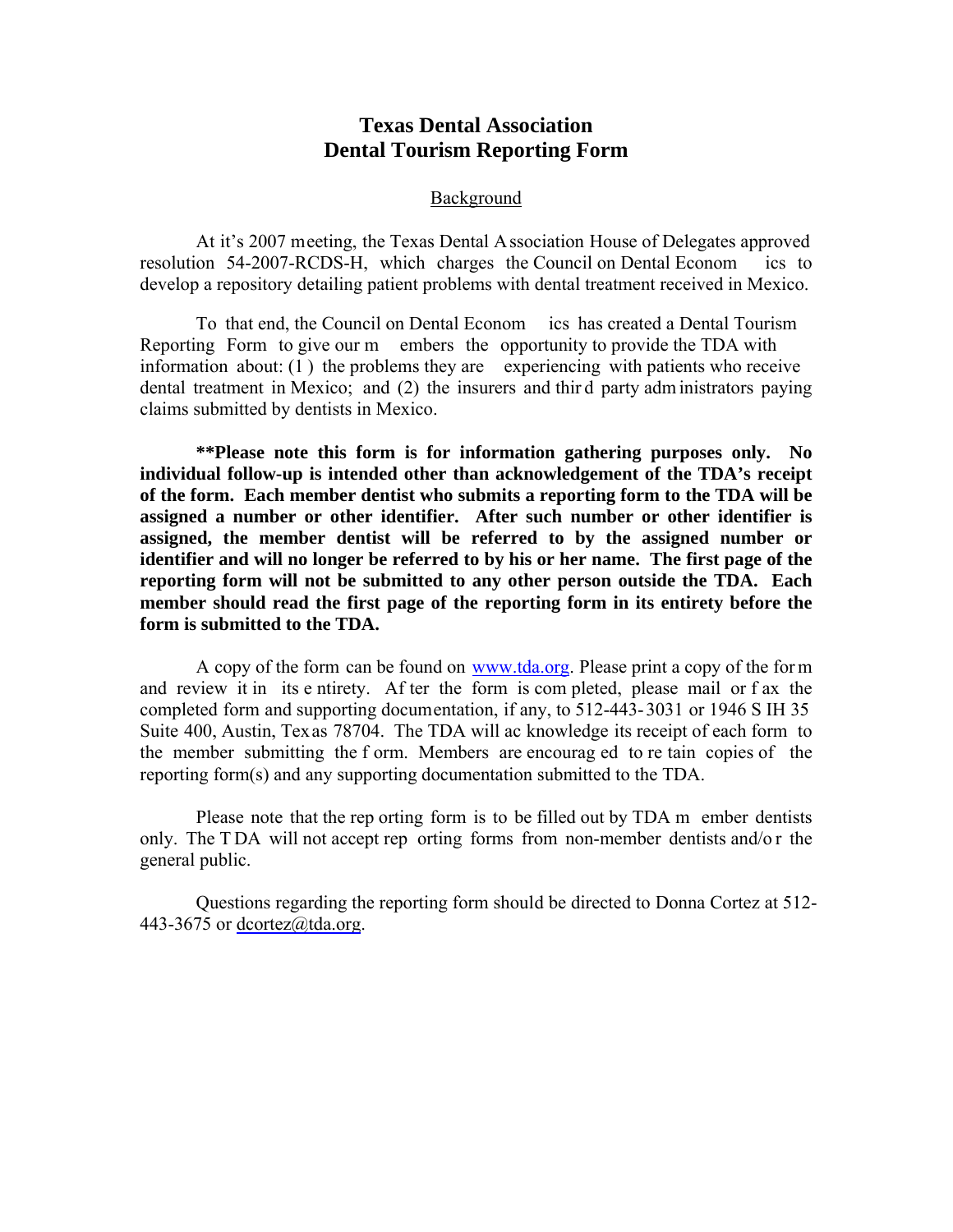# Texas Dental Association
# Dental Tourism Reporting Form

## Background

At it's 2007 meeting, the Texas Dental Association House of Delegates approved resolution 54-2007-RCDS-H, which charges the Council on Dental Economics to develop a repository detailing patient problems with dental treatment received in Mexico.

To that end, the Council on Dental Economics has created a Dental Tourism Reporting Form to give our members the opportunity to provide the TDA with information about: (1) the problems they are experiencing with patients who receive dental treatment in Mexico; and (2) the insurers and third party administrators paying claims submitted by dentists in Mexico.

**\*\*Please note this form is for information gathering purposes only. No individual follow-up is intended other than acknowledgement of the TDA's receipt of the form. Each member dentist who submits a reporting form to the TDA will be assigned a number or other identifier. After such number or other identifier is assigned, the member dentist will be referred to by the assigned number or identifier and will no longer be referred to by his or her name. The first page of the reporting form will not be submitted to any other person outside the TDA. Each member should read the first page of the reporting form in its entirety before the form is submitted to the TDA.**

A copy of the form can be found on [www.tda.org](http://www.tda.org). Please print a copy of the form and review it in its entirety. After the form is completed, please mail or fax the completed form and supporting documentation, if any, to 512-443-3031 or 1946 S IH 35 Suite 400, Austin, Texas 78704. The TDA will acknowledge its receipt of each form to the member submitting the form. Members are encouraged to retain copies of the reporting form(s) and any supporting documentation submitted to the TDA.

Please note that the reporting form is to be filled out by TDA member dentists only. The TDA will not accept reporting forms from non-member dentists and/or the general public.

Questions regarding the reporting form should be directed to Donna Cortez at 512-443-3675 or [dcortez@tda.org](mailto:dcortez@tda.org).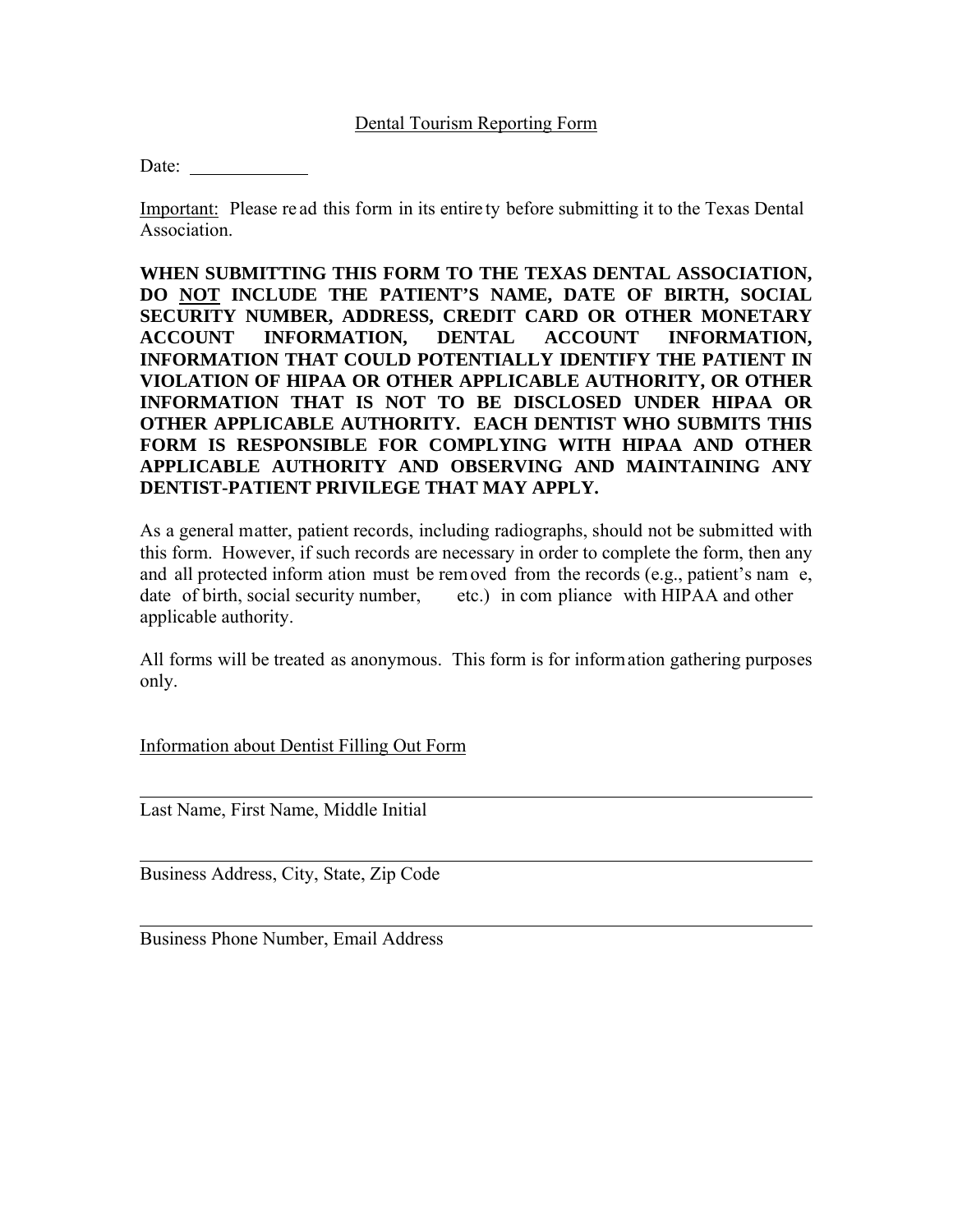# Dental Tourism Reporting Form

Date: ____________

Important: Please read this form in its entirety before submitting it to the Texas Dental Association.

**WHEN SUBMITTING THIS FORM TO THE TEXAS DENTAL ASSOCIATION, DO NOT INCLUDE THE PATIENT'S NAME, DATE OF BIRTH, SOCIAL SECURITY NUMBER, ADDRESS, CREDIT CARD OR OTHER MONETARY ACCOUNT INFORMATION, DENTAL ACCOUNT INFORMATION, INFORMATION THAT COULD POTENTIALLY IDENTIFY THE PATIENT IN VIOLATION OF HIPAA OR OTHER APPLICABLE AUTHORITY, OR OTHER INFORMATION THAT IS NOT TO BE DISCLOSED UNDER HIPAA OR OTHER APPLICABLE AUTHORITY. EACH DENTIST WHO SUBMITS THIS FORM IS RESPONSIBLE FOR COMPLYING WITH HIPAA AND OTHER APPLICABLE AUTHORITY AND OBSERVING AND MAINTAINING ANY DENTIST-PATIENT PRIVILEGE THAT MAY APPLY.**

As a general matter, patient records, including radiographs, should not be submitted with this form. However, if such records are necessary in order to complete the form, then any and all protected information must be removed from the records (e.g., patient's name, date of birth, social security number, etc.) in compliance with HIPAA and other applicable authority.

All forms will be treated as anonymous. This form is for information gathering purposes only.

## Information about Dentist Filling Out Form

_______________________________________________
Last Name, First Name, Middle Initial

_______________________________________________
Business Address, City, State, Zip Code

_______________________________________________
Business Phone Number, Email Address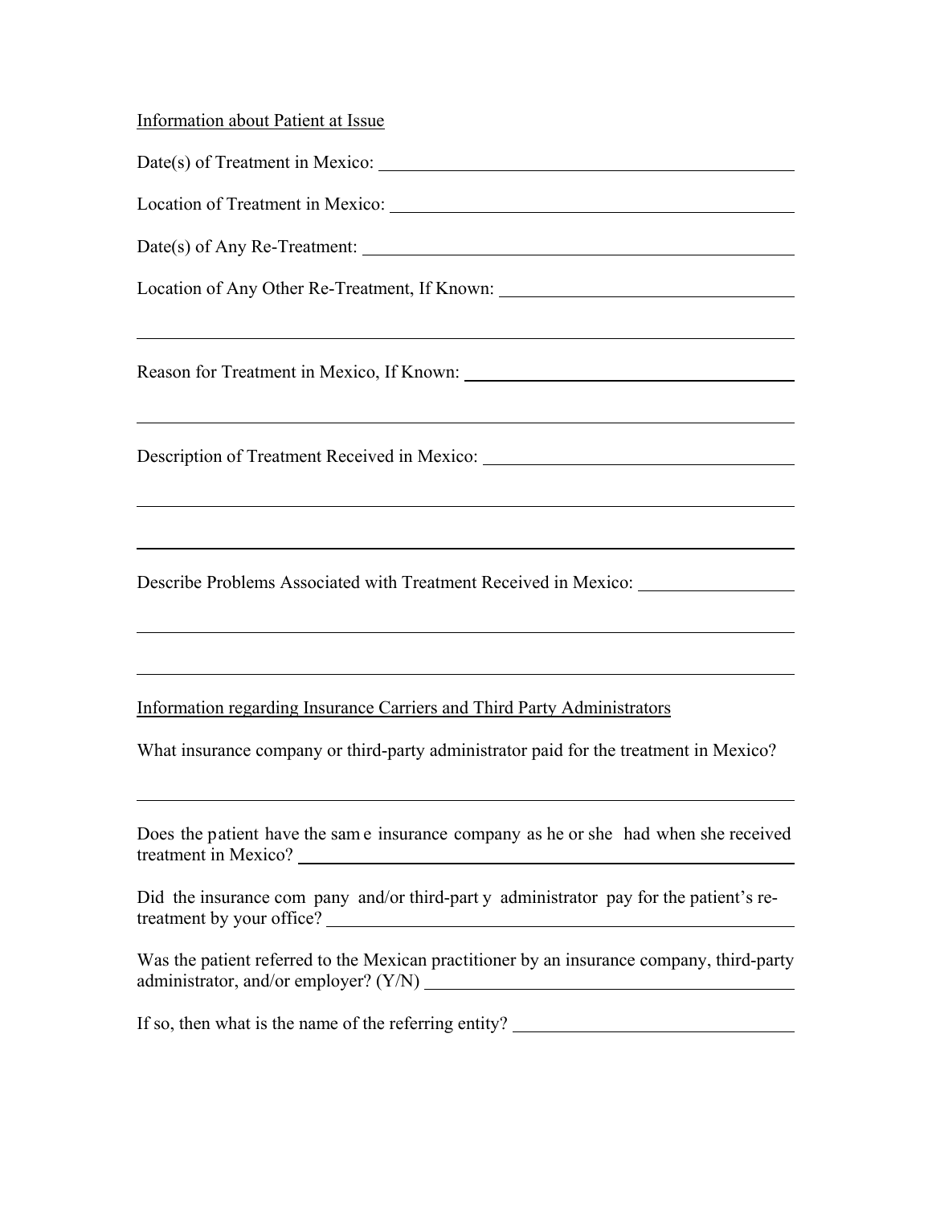Information about Patient at Issue

Date(s) of Treatment in Mexico: ______________________________

Location of Treatment in Mexico: ______________________________

Date(s) of Any Re-Treatment: ______________________________

Location of Any Other Re-Treatment, If Known: ______________________________

______________________________

Reason for Treatment in Mexico, If Known: ______________________________

______________________________

Description of Treatment Received in Mexico: ______________________________

______________________________

______________________________

Describe Problems Associated with Treatment Received in Mexico: ______________________________

______________________________

______________________________

Information regarding Insurance Carriers and Third Party Administrators

What insurance company or third-party administrator paid for the treatment in Mexico?

______________________________

Does the patient have the same insurance company as he or she had when she received treatment in Mexico? ______________________________

Did the insurance company and/or third-party administrator pay for the patient's re-treatment by your office? ______________________________

Was the patient referred to the Mexican practitioner by an insurance company, third-party administrator, and/or employer? (Y/N) ______________________________

If so, then what is the name of the referring entity? ______________________________